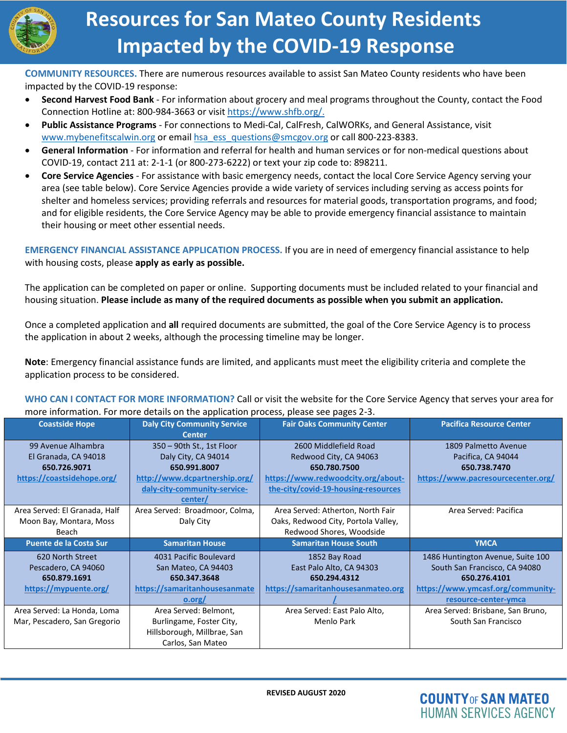# Resources for San Mateo County Residents Impacted by the COVID-19 Response

**COMMUNITY RESOURCES.** There are numerous resources available to assist San Mateo County residents who have been impacted by the COVID-19 response:

- **Second Harvest Food Bank** - For information about grocery and meal programs throughout the County, contact the Food Connection Hotline at: 800-984-3663 or visit https://www.shfb.org/.
- **Public Assistance Programs** - For connections to Medi-Cal, CalFresh, CalWORKs, and General Assistance, visit www.mybenefitscalwin.org or email hsa_ess_questions@smcgov.org or call 800-223-8383.
- **General Information** - For information and referral for health and human services or for non-medical questions about COVID-19, contact 211 at: 2-1-1 (or 800-273-6222) or text your zip code to: 898211.
- **Core Service Agencies** - For assistance with basic emergency needs, contact the local Core Service Agency serving your area (see table below). Core Service Agencies provide a wide variety of services including serving as access points for shelter and homeless services; providing referrals and resources for material goods, transportation programs, and food; and for eligible residents, the Core Service Agency may be able to provide emergency financial assistance to maintain their housing or meet other essential needs.

**EMERGENCY FINANCIAL ASSISTANCE APPLICATION PROCESS.** If you are in need of emergency financial assistance to help with housing costs, please **apply as early as possible.**

The application can be completed on paper or online. Supporting documents must be included related to your financial and housing situation. **Please include as many of the required documents as possible when you submit an application.**

Once a completed application and **all** required documents are submitted, the goal of the Core Service Agency is to process the application in about 2 weeks, although the processing timeline may be longer.

**Note**: Emergency financial assistance funds are limited, and applicants must meet the eligibility criteria and complete the application process to be considered.

**WHO CAN I CONTACT FOR MORE INFORMATION?** Call or visit the website for the Core Service Agency that serves your area for more information. For more details on the application process, please see pages 2-3.

| Coastside Hope | Daly City Community Service Center | Fair Oaks Community Center | Pacifica Resource Center |
|---|---|---|---|
| 99 Avenue Alhambra<br>El Granada, CA 94018<br>**650.726.9071**<br>https://coastsidehope.org/ | 350 – 90th St., 1st Floor<br>Daly City, CA 94014<br>**650.991.8007**<br>http://www.dcpartnership.org/daly-city-community-service-center/ | 2600 Middlefield Road<br>Redwood City, CA 94063<br>**650.780.7500**<br>https://www.redwoodcity.org/about-the-city/covid-19-housing-resources | 1809 Palmetto Avenue<br>Pacifica, CA 94044<br>**650.738.7470**<br>https://www.pacresourcecenter.org/ |
| Area Served: El Granada, Half Moon Bay, Montara, Moss Beach | Area Served: Broadmoor, Colma, Daly City | Area Served: Atherton, North Fair Oaks, Redwood City, Portola Valley, Redwood Shores, Woodside | Area Served: Pacifica |
| **Puente de la Costa Sur** | **Samaritan House** | **Samaritan House South** | **YMCA** |
| 620 North Street<br>Pescadero, CA 94060<br>**650.879.1691**<br>https://mypuente.org/ | 4031 Pacific Boulevard<br>San Mateo, CA 94403<br>**650.347.3648**<br>https://samaritanhousesanmateo.org/ | 1852 Bay Road<br>East Palo Alto, CA 94303<br>**650.294.4312**<br>https://samaritanhousesanmateo.org/ | 1486 Huntington Avenue, Suite 100<br>South San Francisco, CA 94080<br>**650.276.4101**<br>https://www.ymcasf.org/community-resource-center-ymca |
| Area Served: La Honda, Loma Mar, Pescadero, San Gregorio | Area Served: Belmont, Burlingame, Foster City, Hillsborough, Millbrae, San Carlos, San Mateo | Area Served: East Palo Alto, Menlo Park | Area Served: Brisbane, San Bruno, South San Francisco |

**REVISED AUGUST 2020**

COUNTY OF SAN MATEO HUMAN SERVICES AGENCY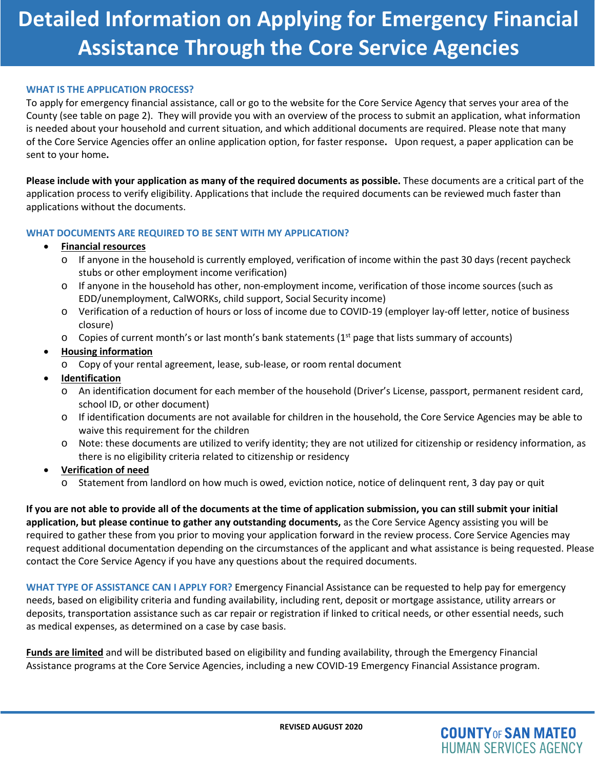# Detailed Information on Applying for Emergency Financial Assistance Through the Core Service Agencies

## WHAT IS THE APPLICATION PROCESS?

To apply for emergency financial assistance, call or go to the website for the Core Service Agency that serves your area of the County (see table on page 2). They will provide you with an overview of the process to submit an application, what information is needed about your household and current situation, and which additional documents are required. Please note that many of the Core Service Agencies offer an online application option, for faster response**.** Upon request, a paper application can be sent to your home**.**

**Please include with your application as many of the required documents as possible.** These documents are a critical part of the application process to verify eligibility. Applications that include the required documents can be reviewed much faster than applications without the documents.

## WHAT DOCUMENTS ARE REQUIRED TO BE SENT WITH MY APPLICATION?

- **Financial resources**
  - If anyone in the household is currently employed, verification of income within the past 30 days (recent paycheck stubs or other employment income verification)
  - If anyone in the household has other, non-employment income, verification of those income sources (such as EDD/unemployment, CalWORKs, child support, Social Security income)
  - Verification of a reduction of hours or loss of income due to COVID-19 (employer lay-off letter, notice of business closure)
  - Copies of current month's or last month's bank statements (1st page that lists summary of accounts)
- **Housing information**
  - Copy of your rental agreement, lease, sub-lease, or room rental document
- **Identification**
  - An identification document for each member of the household (Driver's License, passport, permanent resident card, school ID, or other document)
  - If identification documents are not available for children in the household, the Core Service Agencies may be able to waive this requirement for the children
  - Note: these documents are utilized to verify identity; they are not utilized for citizenship or residency information, as there is no eligibility criteria related to citizenship or residency
- **Verification of need**
  - Statement from landlord on how much is owed, eviction notice, notice of delinquent rent, 3 day pay or quit

**If you are not able to provide all of the documents at the time of application submission, you can still submit your initial application, but please continue to gather any outstanding documents,** as the Core Service Agency assisting you will be required to gather these from you prior to moving your application forward in the review process. Core Service Agencies may request additional documentation depending on the circumstances of the applicant and what assistance is being requested. Please contact the Core Service Agency if you have any questions about the required documents.

**WHAT TYPE OF ASSISTANCE CAN I APPLY FOR?** Emergency Financial Assistance can be requested to help pay for emergency needs, based on eligibility criteria and funding availability, including rent, deposit or mortgage assistance, utility arrears or deposits, transportation assistance such as car repair or registration if linked to critical needs, or other essential needs, such as medical expenses, as determined on a case by case basis.

**Funds are limited** and will be distributed based on eligibility and funding availability, through the Emergency Financial Assistance programs at the Core Service Agencies, including a new COVID-19 Emergency Financial Assistance program.

REVISED AUGUST 2020

COUNTY OF SAN MATEO HUMAN SERVICES AGENCY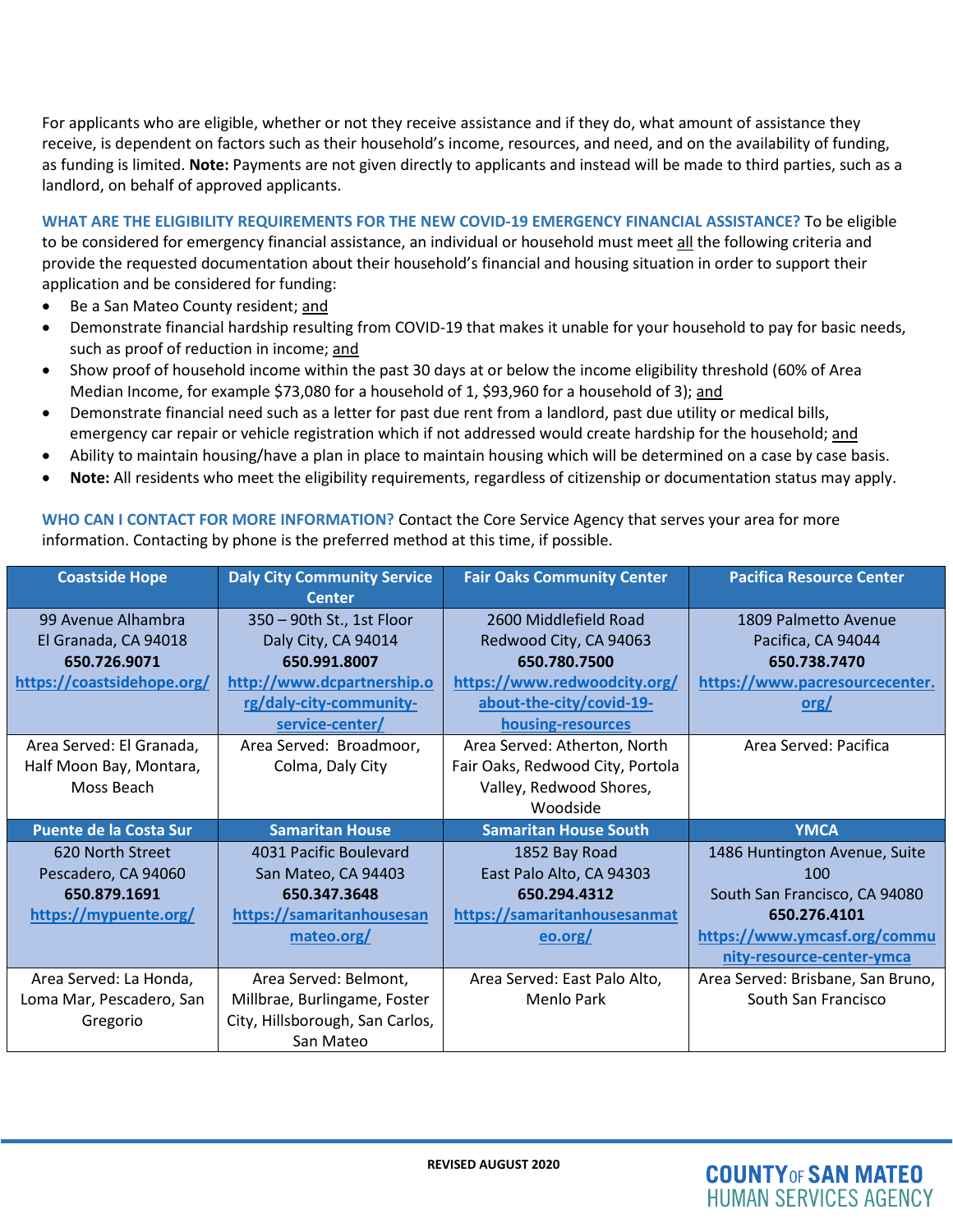For applicants who are eligible, whether or not they receive assistance and if they do, what amount of assistance they receive, is dependent on factors such as their household's income, resources, and need, and on the availability of funding, as funding is limited. **Note:** Payments are not given directly to applicants and instead will be made to third parties, such as a landlord, on behalf of approved applicants.

**WHAT ARE THE ELIGIBILITY REQUIREMENTS FOR THE NEW COVID-19 EMERGENCY FINANCIAL ASSISTANCE?** To be eligible to be considered for emergency financial assistance, an individual or household must meet all the following criteria and provide the requested documentation about their household's financial and housing situation in order to support their application and be considered for funding:

- Be a San Mateo County resident; and
- Demonstrate financial hardship resulting from COVID-19 that makes it unable for your household to pay for basic needs, such as proof of reduction in income; and
- Show proof of household income within the past 30 days at or below the income eligibility threshold (60% of Area Median Income, for example $73,080 for a household of 1, $93,960 for a household of 3); and
- Demonstrate financial need such as a letter for past due rent from a landlord, past due utility or medical bills, emergency car repair or vehicle registration which if not addressed would create hardship for the household; and
- Ability to maintain housing/have a plan in place to maintain housing which will be determined on a case by case basis.
- **Note:** All residents who meet the eligibility requirements, regardless of citizenship or documentation status may apply.

**WHO CAN I CONTACT FOR MORE INFORMATION?** Contact the Core Service Agency that serves your area for more information. Contacting by phone is the preferred method at this time, if possible.

| Coastside Hope | Daly City Community Service Center | Fair Oaks Community Center | Pacifica Resource Center |
|---|---|---|---|
| 99 Avenue Alhambra<br>El Granada, CA 94018<br>**650.726.9071**<br>https://coastsidehope.org/ | 350 – 90th St., 1st Floor<br>Daly City, CA 94014<br>**650.991.8007**<br>http://www.dcpartnership.org/daly-city-community-service-center/ | 2600 Middlefield Road<br>Redwood City, CA 94063<br>**650.780.7500**<br>https://www.redwoodcity.org/about-the-city/covid-19-housing-resources | 1809 Palmetto Avenue<br>Pacifica, CA 94044<br>**650.738.7470**<br>https://www.pacresourcecenter.org/ |
| Area Served: El Granada, Half Moon Bay, Montara, Moss Beach | Area Served: Broadmoor, Colma, Daly City | Area Served: Atherton, North Fair Oaks, Redwood City, Portola Valley, Redwood Shores, Woodside | Area Served: Pacifica |
| **Puente de la Costa Sur** | **Samaritan House** | **Samaritan House South** | **YMCA** |
| 620 North Street<br>Pescadero, CA 94060<br>**650.879.1691**<br>https://mypuente.org/ | 4031 Pacific Boulevard<br>San Mateo, CA 94403<br>**650.347.3648**<br>https://samaritanhousesanmateo.org/ | 1852 Bay Road<br>East Palo Alto, CA 94303<br>**650.294.4312**<br>https://samaritanhousesanmateo.org/ | 1486 Huntington Avenue, Suite 100<br>South San Francisco, CA 94080<br>**650.276.4101**<br>https://www.ymcasf.org/community-resource-center-ymca |
| Area Served: La Honda, Loma Mar, Pescadero, San Gregorio | Area Served: Belmont, Millbrae, Burlingame, Foster City, Hillsborough, San Carlos, San Mateo | Area Served: East Palo Alto, Menlo Park | Area Served: Brisbane, San Bruno, South San Francisco |

REVISED AUGUST 2020

COUNTY OF SAN MATEO
HUMAN SERVICES AGENCY